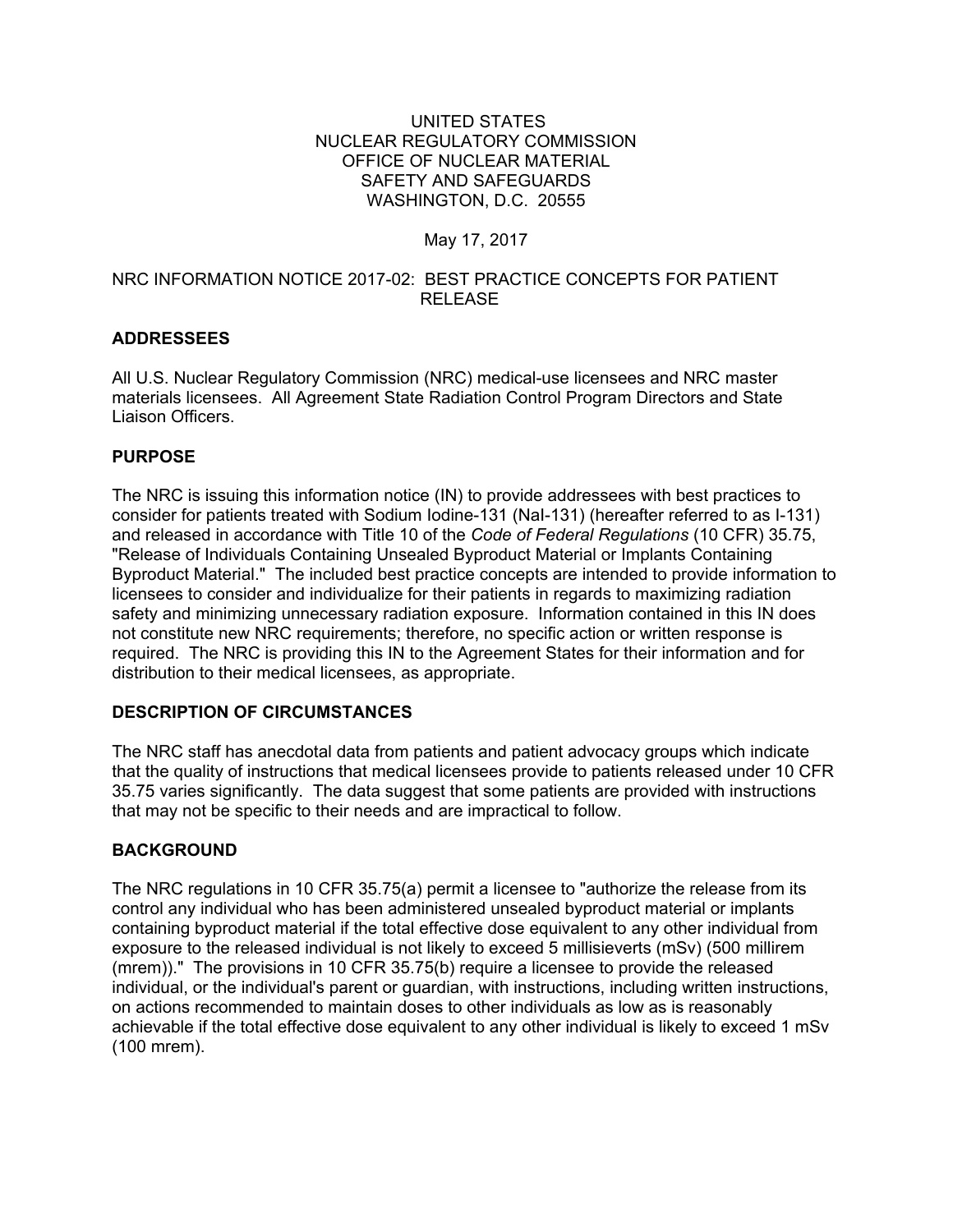UNITED STATES
NUCLEAR REGULATORY COMMISSION
OFFICE OF NUCLEAR MATERIAL
SAFETY AND SAFEGUARDS
WASHINGTON, D.C. 20555

May 17, 2017

NRC INFORMATION NOTICE 2017-02: BEST PRACTICE CONCEPTS FOR PATIENT RELEASE

## ADDRESSEES

All U.S. Nuclear Regulatory Commission (NRC) medical-use licensees and NRC master materials licensees. All Agreement State Radiation Control Program Directors and State Liaison Officers.

## PURPOSE

The NRC is issuing this information notice (IN) to provide addressees with best practices to consider for patients treated with Sodium Iodine-131 (NaI-131) (hereafter referred to as I-131) and released in accordance with Title 10 of the *Code of Federal Regulations* (10 CFR) 35.75, "Release of Individuals Containing Unsealed Byproduct Material or Implants Containing Byproduct Material." The included best practice concepts are intended to provide information to licensees to consider and individualize for their patients in regards to maximizing radiation safety and minimizing unnecessary radiation exposure. Information contained in this IN does not constitute new NRC requirements; therefore, no specific action or written response is required. The NRC is providing this IN to the Agreement States for their information and for distribution to their medical licensees, as appropriate.

## DESCRIPTION OF CIRCUMSTANCES

The NRC staff has anecdotal data from patients and patient advocacy groups which indicate that the quality of instructions that medical licensees provide to patients released under 10 CFR 35.75 varies significantly. The data suggest that some patients are provided with instructions that may not be specific to their needs and are impractical to follow.

## BACKGROUND

The NRC regulations in 10 CFR 35.75(a) permit a licensee to "authorize the release from its control any individual who has been administered unsealed byproduct material or implants containing byproduct material if the total effective dose equivalent to any other individual from exposure to the released individual is not likely to exceed 5 millisieverts (mSv) (500 millirem (mrem))." The provisions in 10 CFR 35.75(b) require a licensee to provide the released individual, or the individual's parent or guardian, with instructions, including written instructions, on actions recommended to maintain doses to other individuals as low as is reasonably achievable if the total effective dose equivalent to any other individual is likely to exceed 1 mSv (100 mrem).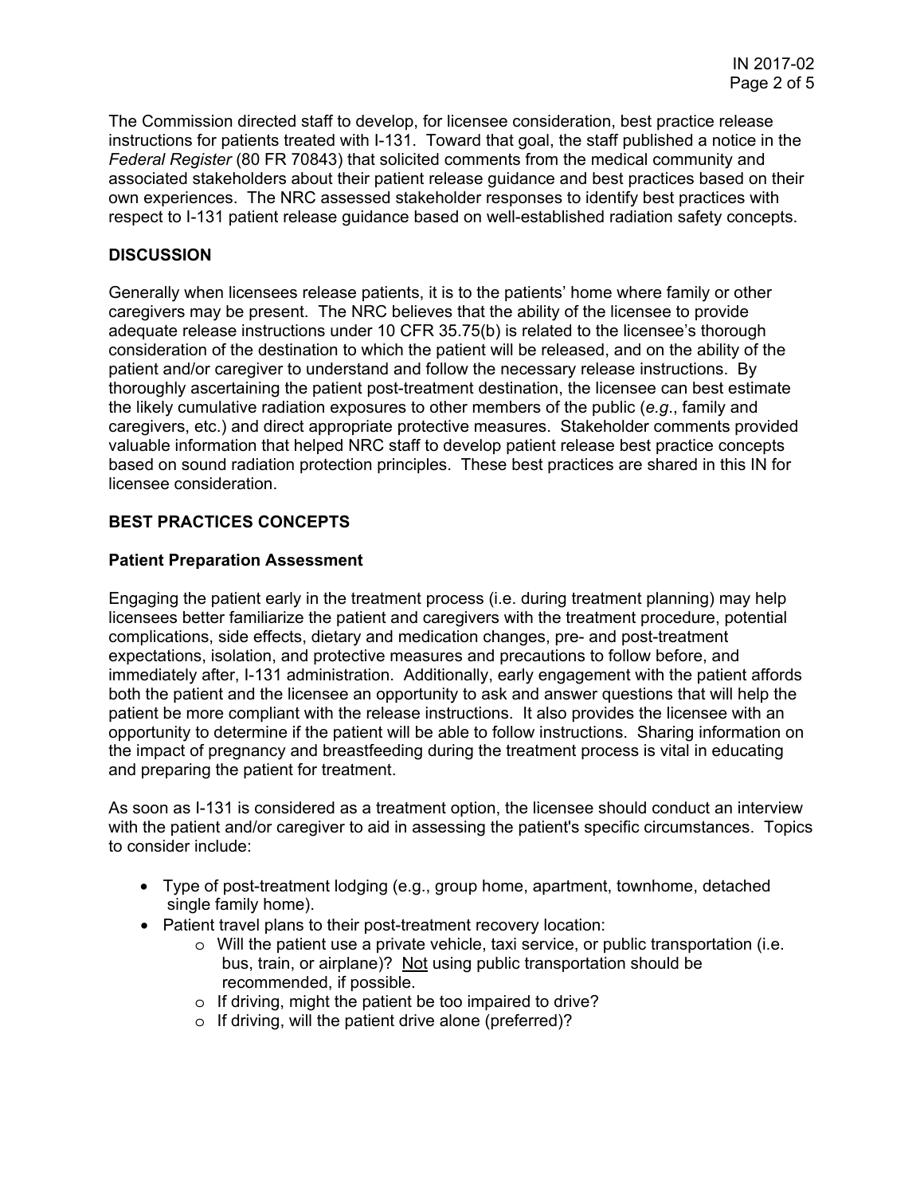The Commission directed staff to develop, for licensee consideration, best practice release instructions for patients treated with I-131. Toward that goal, the staff published a notice in the *Federal Register* (80 FR 70843) that solicited comments from the medical community and associated stakeholders about their patient release guidance and best practices based on their own experiences. The NRC assessed stakeholder responses to identify best practices with respect to I-131 patient release guidance based on well-established radiation safety concepts.

## DISCUSSION

Generally when licensees release patients, it is to the patients' home where family or other caregivers may be present. The NRC believes that the ability of the licensee to provide adequate release instructions under 10 CFR 35.75(b) is related to the licensee's thorough consideration of the destination to which the patient will be released, and on the ability of the patient and/or caregiver to understand and follow the necessary release instructions. By thoroughly ascertaining the patient post-treatment destination, the licensee can best estimate the likely cumulative radiation exposures to other members of the public (*e.g.*, family and caregivers, etc.) and direct appropriate protective measures. Stakeholder comments provided valuable information that helped NRC staff to develop patient release best practice concepts based on sound radiation protection principles. These best practices are shared in this IN for licensee consideration.

## BEST PRACTICES CONCEPTS

### Patient Preparation Assessment

Engaging the patient early in the treatment process (i.e. during treatment planning) may help licensees better familiarize the patient and caregivers with the treatment procedure, potential complications, side effects, dietary and medication changes, pre- and post-treatment expectations, isolation, and protective measures and precautions to follow before, and immediately after, I-131 administration. Additionally, early engagement with the patient affords both the patient and the licensee an opportunity to ask and answer questions that will help the patient be more compliant with the release instructions. It also provides the licensee with an opportunity to determine if the patient will be able to follow instructions. Sharing information on the impact of pregnancy and breastfeeding during the treatment process is vital in educating and preparing the patient for treatment.

As soon as I-131 is considered as a treatment option, the licensee should conduct an interview with the patient and/or caregiver to aid in assessing the patient's specific circumstances. Topics to consider include:

- Type of post-treatment lodging (e.g., group home, apartment, townhome, detached single family home).
- Patient travel plans to their post-treatment recovery location:
  - Will the patient use a private vehicle, taxi service, or public transportation (i.e. bus, train, or airplane)? <u>Not</u> using public transportation should be recommended, if possible.
  - If driving, might the patient be too impaired to drive?
  - If driving, will the patient drive alone (preferred)?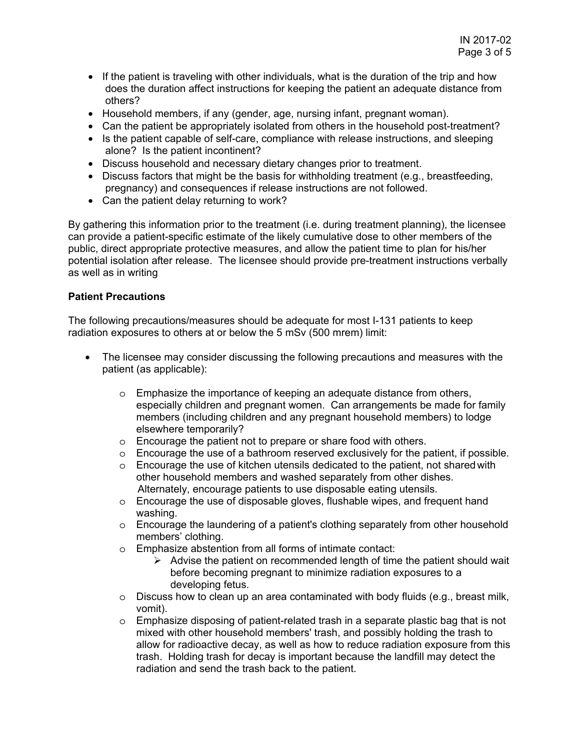- If the patient is traveling with other individuals, what is the duration of the trip and how does the duration affect instructions for keeping the patient an adequate distance from others?
- Household members, if any (gender, age, nursing infant, pregnant woman).
- Can the patient be appropriately isolated from others in the household post-treatment?
- Is the patient capable of self-care, compliance with release instructions, and sleeping alone? Is the patient incontinent?
- Discuss household and necessary dietary changes prior to treatment.
- Discuss factors that might be the basis for withholding treatment (e.g., breastfeeding, pregnancy) and consequences if release instructions are not followed.
- Can the patient delay returning to work?

By gathering this information prior to the treatment (i.e. during treatment planning), the licensee can provide a patient-specific estimate of the likely cumulative dose to other members of the public, direct appropriate protective measures, and allow the patient time to plan for his/her potential isolation after release. The licensee should provide pre-treatment instructions verbally as well as in writing

**Patient Precautions**

The following precautions/measures should be adequate for most I-131 patients to keep radiation exposures to others at or below the 5 mSv (500 mrem) limit:

- The licensee may consider discussing the following precautions and measures with the patient (as applicable):
  - Emphasize the importance of keeping an adequate distance from others, especially children and pregnant women. Can arrangements be made for family members (including children and any pregnant household members) to lodge elsewhere temporarily?
  - Encourage the patient not to prepare or share food with others.
  - Encourage the use of a bathroom reserved exclusively for the patient, if possible.
  - Encourage the use of kitchen utensils dedicated to the patient, not shared with other household members and washed separately from other dishes. Alternately, encourage patients to use disposable eating utensils.
  - Encourage the use of disposable gloves, flushable wipes, and frequent hand washing.
  - Encourage the laundering of a patient's clothing separately from other household members' clothing.
  - Emphasize abstention from all forms of intimate contact:
    - Advise the patient on recommended length of time the patient should wait before becoming pregnant to minimize radiation exposures to a developing fetus.
  - Discuss how to clean up an area contaminated with body fluids (e.g., breast milk, vomit).
  - Emphasize disposing of patient-related trash in a separate plastic bag that is not mixed with other household members' trash, and possibly holding the trash to allow for radioactive decay, as well as how to reduce radiation exposure from this trash. Holding trash for decay is important because the landfill may detect the radiation and send the trash back to the patient.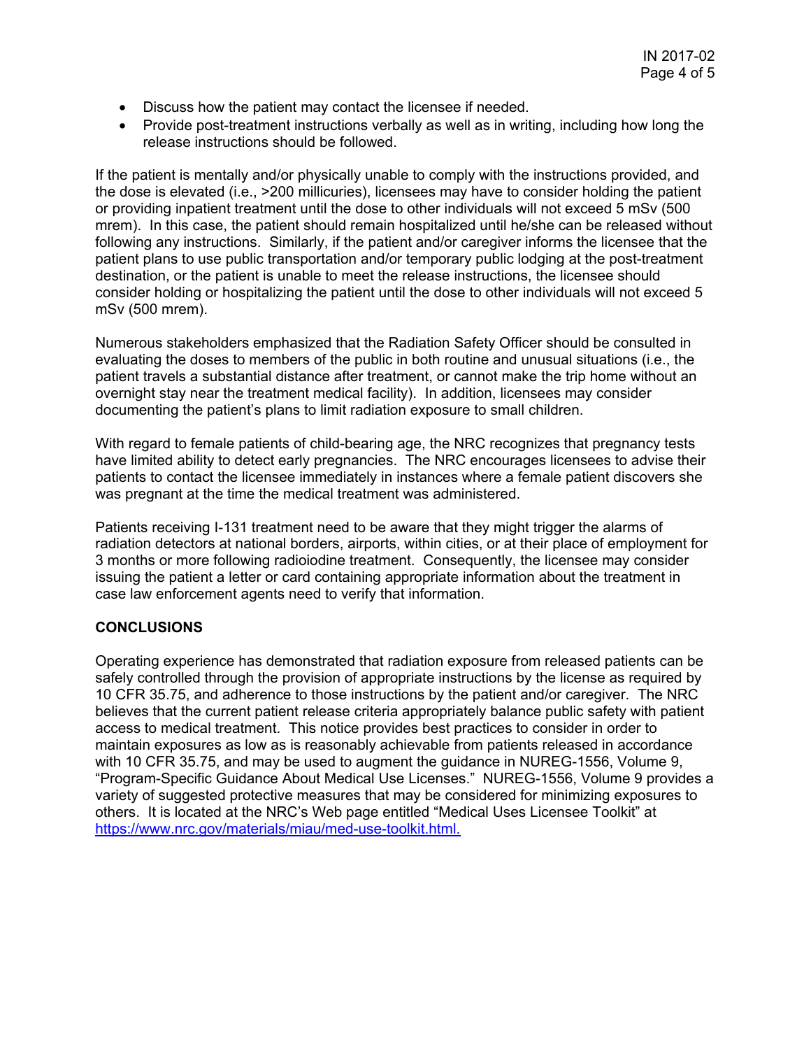- Discuss how the patient may contact the licensee if needed.
- Provide post-treatment instructions verbally as well as in writing, including how long the release instructions should be followed.

If the patient is mentally and/or physically unable to comply with the instructions provided, and the dose is elevated (i.e., >200 millicuries), licensees may have to consider holding the patient or providing inpatient treatment until the dose to other individuals will not exceed 5 mSv (500 mrem). In this case, the patient should remain hospitalized until he/she can be released without following any instructions. Similarly, if the patient and/or caregiver informs the licensee that the patient plans to use public transportation and/or temporary public lodging at the post-treatment destination, or the patient is unable to meet the release instructions, the licensee should consider holding or hospitalizing the patient until the dose to other individuals will not exceed 5 mSv (500 mrem).

Numerous stakeholders emphasized that the Radiation Safety Officer should be consulted in evaluating the doses to members of the public in both routine and unusual situations (i.e., the patient travels a substantial distance after treatment, or cannot make the trip home without an overnight stay near the treatment medical facility). In addition, licensees may consider documenting the patient's plans to limit radiation exposure to small children.

With regard to female patients of child-bearing age, the NRC recognizes that pregnancy tests have limited ability to detect early pregnancies. The NRC encourages licensees to advise their patients to contact the licensee immediately in instances where a female patient discovers she was pregnant at the time the medical treatment was administered.

Patients receiving I-131 treatment need to be aware that they might trigger the alarms of radiation detectors at national borders, airports, within cities, or at their place of employment for 3 months or more following radioiodine treatment. Consequently, the licensee may consider issuing the patient a letter or card containing appropriate information about the treatment in case law enforcement agents need to verify that information.

**CONCLUSIONS**

Operating experience has demonstrated that radiation exposure from released patients can be safely controlled through the provision of appropriate instructions by the license as required by 10 CFR 35.75, and adherence to those instructions by the patient and/or caregiver. The NRC believes that the current patient release criteria appropriately balance public safety with patient access to medical treatment. This notice provides best practices to consider in order to maintain exposures as low as is reasonably achievable from patients released in accordance with 10 CFR 35.75, and may be used to augment the guidance in NUREG-1556, Volume 9, "Program-Specific Guidance About Medical Use Licenses." NUREG-1556, Volume 9 provides a variety of suggested protective measures that may be considered for minimizing exposures to others. It is located at the NRC's Web page entitled "Medical Uses Licensee Toolkit" at https://www.nrc.gov/materials/miau/med-use-toolkit.html.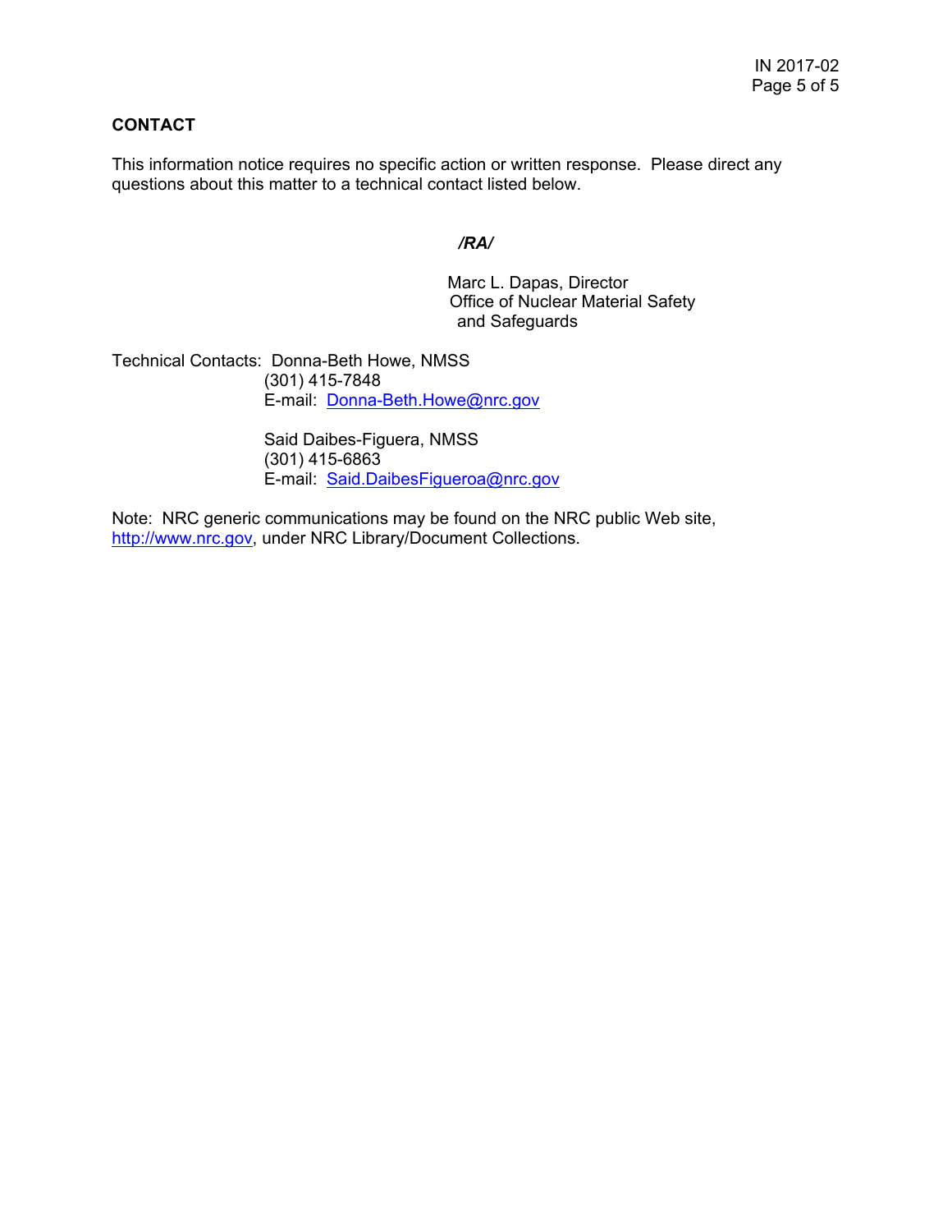## CONTACT

This information notice requires no specific action or written response. Please direct any questions about this matter to a technical contact listed below.

*/RA/*

Marc L. Dapas, Director
Office of Nuclear Material Safety
and Safeguards

Technical Contacts: Donna-Beth Howe, NMSS
(301) 415-7848
E-mail: Donna-Beth.Howe@nrc.gov

Said Daibes-Figuera, NMSS
(301) 415-6863
E-mail: Said.DaibesFigueroa@nrc.gov

Note: NRC generic communications may be found on the NRC public Web site, http://www.nrc.gov, under NRC Library/Document Collections.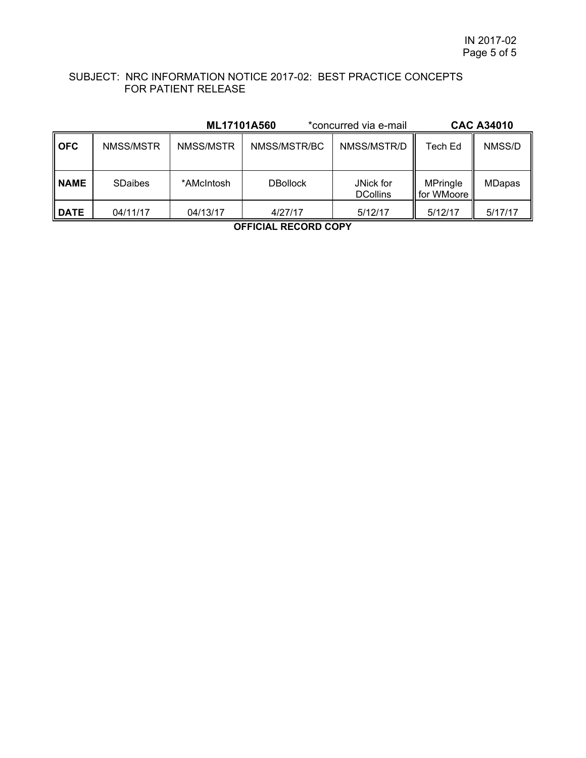SUBJECT: NRC INFORMATION NOTICE 2017-02: BEST PRACTICE CONCEPTS FOR PATIENT RELEASE

**ML17101A560** *concurred via e-mail **CAC A34010**

| **OFC** | NMSS/MSTR | NMSS/MSTR | NMSS/MSTR/BC | NMSS/MSTR/D | Tech Ed | NMSS/D |
|---|---|---|---|---|---|---|
| **NAME** | SDaibes | *AMcIntosh | DBollock | JNick for DCollins | MPringle for WMoore | MDapas |
| **DATE** | 04/11/17 | 04/13/17 | 4/27/17 | 5/12/17 | 5/12/17 | 5/17/17 |

**OFFICIAL RECORD COPY**